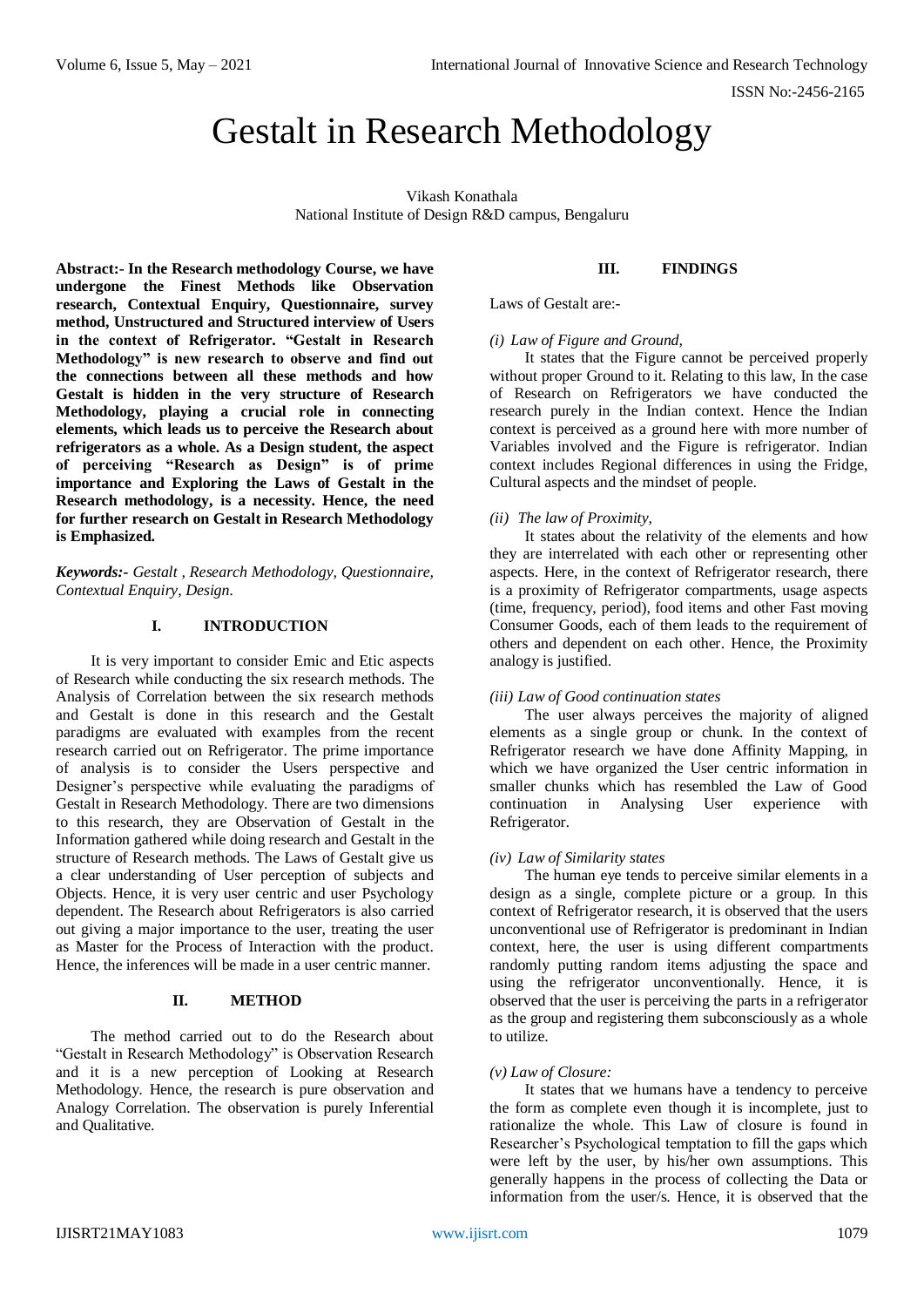# Gestalt in Research Methodology

Vikash Konathala
National Institute of Design R&D campus, Bengaluru

**Abstract:- In the Research methodology Course, we have undergone the Finest Methods like Observation research, Contextual Enquiry, Questionnaire, survey method, Unstructured and Structured interview of Users in the context of Refrigerator. "Gestalt in Research Methodology" is new research to observe and find out the connections between all these methods and how Gestalt is hidden in the very structure of Research Methodology, playing a crucial role in connecting elements, which leads us to perceive the Research about refrigerators as a whole. As a Design student, the aspect of perceiving "Research as Design" is of prime importance and Exploring the Laws of Gestalt in the Research methodology, is a necessity. Hence, the need for further research on Gestalt in Research Methodology is Emphasized.**

***Keywords:-*** *Gestalt , Research Methodology, Questionnaire, Contextual Enquiry, Design.*

## I. INTRODUCTION

It is very important to consider Emic and Etic aspects of Research while conducting the six research methods. The Analysis of Correlation between the six research methods and Gestalt is done in this research and the Gestalt paradigms are evaluated with examples from the recent research carried out on Refrigerator. The prime importance of analysis is to consider the Users perspective and Designer's perspective while evaluating the paradigms of Gestalt in Research Methodology. There are two dimensions to this research, they are Observation of Gestalt in the Information gathered while doing research and Gestalt in the structure of Research methods. The Laws of Gestalt give us a clear understanding of User perception of subjects and Objects. Hence, it is very user centric and user Psychology dependent. The Research about Refrigerators is also carried out giving a major importance to the user, treating the user as Master for the Process of Interaction with the product. Hence, the inferences will be made in a user centric manner.

## II. METHOD

The method carried out to do the Research about "Gestalt in Research Methodology" is Observation Research and it is a new perception of Looking at Research Methodology. Hence, the research is pure observation and Analogy Correlation. The observation is purely Inferential and Qualitative.

## III. FINDINGS

Laws of Gestalt are:-

*(i) Law of Figure and Ground,*

It states that the Figure cannot be perceived properly without proper Ground to it. Relating to this law, In the case of Research on Refrigerators we have conducted the research purely in the Indian context. Hence the Indian context is perceived as a ground here with more number of Variables involved and the Figure is refrigerator. Indian context includes Regional differences in using the Fridge, Cultural aspects and the mindset of people.

*(ii) The law of Proximity,*

It states about the relativity of the elements and how they are interrelated with each other or representing other aspects. Here, in the context of Refrigerator research, there is a proximity of Refrigerator compartments, usage aspects (time, frequency, period), food items and other Fast moving Consumer Goods, each of them leads to the requirement of others and dependent on each other. Hence, the Proximity analogy is justified.

*(iii) Law of Good continuation states*

The user always perceives the majority of aligned elements as a single group or chunk. In the context of Refrigerator research we have done Affinity Mapping, in which we have organized the User centric information in smaller chunks which has resembled the Law of Good continuation in Analysing User experience with Refrigerator.

*(iv) Law of Similarity states*

The human eye tends to perceive similar elements in a design as a single, complete picture or a group. In this context of Refrigerator research, it is observed that the users unconventional use of Refrigerator is predominant in Indian context, here, the user is using different compartments randomly putting random items adjusting the space and using the refrigerator unconventionally. Hence, it is observed that the user is perceiving the parts in a refrigerator as the group and registering them subconsciously as a whole to utilize.

*(v) Law of Closure:*

It states that we humans have a tendency to perceive the form as complete even though it is incomplete, just to rationalize the whole. This Law of closure is found in Researcher's Psychological temptation to fill the gaps which were left by the user, by his/her own assumptions. This generally happens in the process of collecting the Data or information from the user/s. Hence, it is observed that the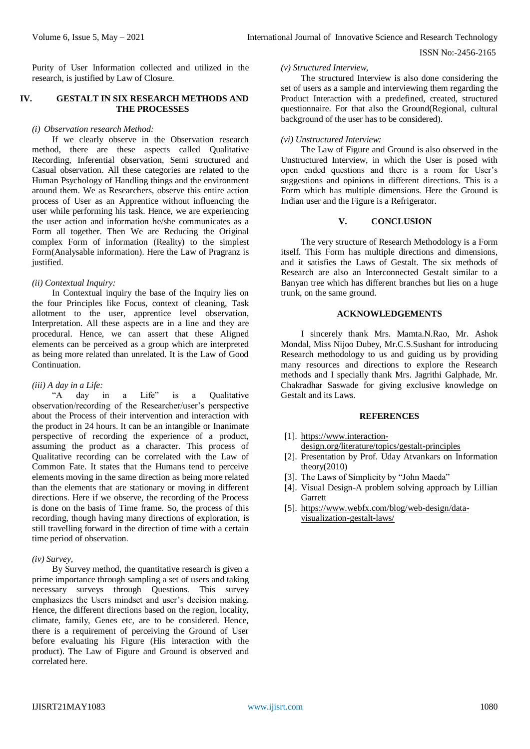Purity of User Information collected and utilized in the research, is justified by Law of Closure.

## IV. GESTALT IN SIX RESEARCH METHODS AND THE PROCESSES

*(i) Observation research Method:*

If we clearly observe in the Observation research method, there are these aspects called Qualitative Recording, Inferential observation, Semi structured and Casual observation. All these categories are related to the Human Psychology of Handling things and the environment around them. We as Researchers, observe this entire action process of User as an Apprentice without influencing the user while performing his task. Hence, we are experiencing the user action and information he/she communicates as a Form all together. Then We are Reducing the Original complex Form of information (Reality) to the simplest Form(Analysable information). Here the Law of Pragranz is justified.

*(ii) Contextual Inquiry:*

In Contextual inquiry the base of the Inquiry lies on the four Principles like Focus, context of cleaning, Task allotment to the user, apprentice level observation, Interpretation. All these aspects are in a line and they are procedural. Hence, we can assert that these Aligned elements can be perceived as a group which are interpreted as being more related than unrelated. It is the Law of Good Continuation.

*(iii) A day in a Life:*

"A day in a Life" is a Qualitative observation/recording of the Researcher/user's perspective about the Process of their intervention and interaction with the product in 24 hours. It can be an intangible or Inanimate perspective of recording the experience of a product, assuming the product as a character. This process of Qualitative recording can be correlated with the Law of Common Fate. It states that the Humans tend to perceive elements moving in the same direction as being more related than the elements that are stationary or moving in different directions. Here if we observe, the recording of the Process is done on the basis of Time frame. So, the process of this recording, though having many directions of exploration, is still travelling forward in the direction of time with a certain time period of observation.

*(iv) Survey,*

By Survey method, the quantitative research is given a prime importance through sampling a set of users and taking necessary surveys through Questions. This survey emphasizes the Users mindset and user's decision making. Hence, the different directions based on the region, locality, climate, family, Genes etc, are to be considered. Hence, there is a requirement of perceiving the Ground of User before evaluating his Figure (His interaction with the product). The Law of Figure and Ground is observed and correlated here.

*(v) Structured Interview,*

The structured Interview is also done considering the set of users as a sample and interviewing them regarding the Product Interaction with a predefined, created, structured questionnaire. For that also the Ground(Regional, cultural background of the user has to be considered).

*(vi) Unstructured Interview:*

The Law of Figure and Ground is also observed in the Unstructured Interview, in which the User is posed with open ended questions and there is a room for User's suggestions and opinions in different directions. This is a Form which has multiple dimensions. Here the Ground is Indian user and the Figure is a Refrigerator.

## V. CONCLUSION

The very structure of Research Methodology is a Form itself. This Form has multiple directions and dimensions, and it satisfies the Laws of Gestalt. The six methods of Research are also an Interconnected Gestalt similar to a Banyan tree which has different branches but lies on a huge trunk, on the same ground.

## ACKNOWLEDGEMENTS

I sincerely thank Mrs. Mamta.N.Rao, Mr. Ashok Mondal, Miss Nijoo Dubey, Mr.C.S.Sushant for introducing Research methodology to us and guiding us by providing many resources and directions to explore the Research methods and I specially thank Mrs. Jagrithi Galphade, Mr. Chakradhar Saswade for giving exclusive knowledge on Gestalt and its Laws.

## REFERENCES

[1]. https://www.interaction-design.org/literature/topics/gestalt-principles
[2]. Presentation by Prof. Uday Atvankars on Information theory(2010)
[3]. The Laws of Simplicity by "John Maeda"
[4]. Visual Design-A problem solving approach by Lillian Garrett
[5]. https://www.webfx.com/blog/web-design/data-visualization-gestalt-laws/